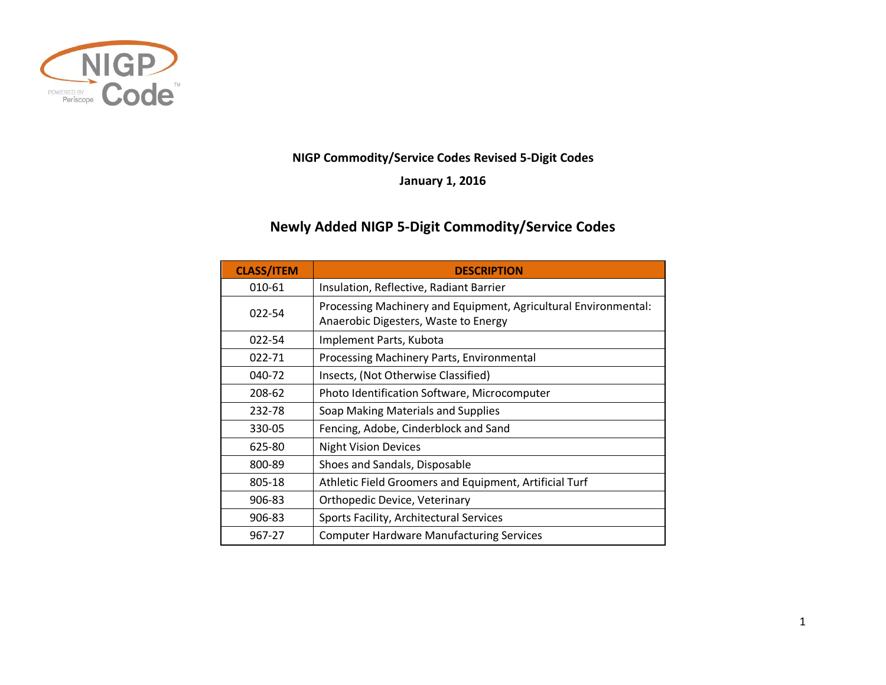NIGP Code
POWERED BY Periscope

**NIGP Commodity/Service Codes Revised 5-Digit Codes**

**January 1, 2016**

## Newly Added NIGP 5-Digit Commodity/Service Codes

| CLASS/ITEM | DESCRIPTION |
|---|---|
| 010-61 | Insulation, Reflective, Radiant Barrier |
| 022-54 | Processing Machinery and Equipment, Agricultural Environmental: Anaerobic Digesters, Waste to Energy |
| 022-54 | Implement Parts, Kubota |
| 022-71 | Processing Machinery Parts, Environmental |
| 040-72 | Insects, (Not Otherwise Classified) |
| 208-62 | Photo Identification Software, Microcomputer |
| 232-78 | Soap Making Materials and Supplies |
| 330-05 | Fencing, Adobe, Cinderblock and Sand |
| 625-80 | Night Vision Devices |
| 800-89 | Shoes and Sandals, Disposable |
| 805-18 | Athletic Field Groomers and Equipment, Artificial Turf |
| 906-83 | Orthopedic Device, Veterinary |
| 906-83 | Sports Facility, Architectural Services |
| 967-27 | Computer Hardware Manufacturing Services |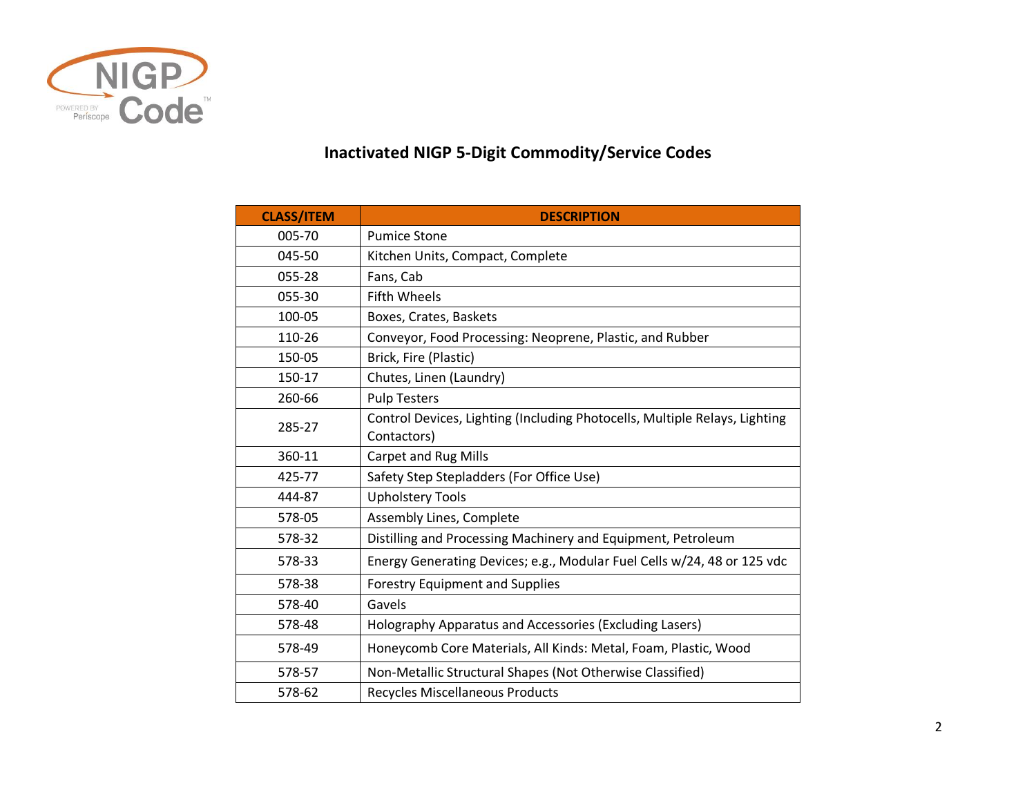# Inactivated NIGP 5-Digit Commodity/Service Codes

| CLASS/ITEM | DESCRIPTION |
|---|---|
| 005-70 | Pumice Stone |
| 045-50 | Kitchen Units, Compact, Complete |
| 055-28 | Fans, Cab |
| 055-30 | Fifth Wheels |
| 100-05 | Boxes, Crates, Baskets |
| 110-26 | Conveyor, Food Processing: Neoprene, Plastic, and Rubber |
| 150-05 | Brick, Fire (Plastic) |
| 150-17 | Chutes, Linen (Laundry) |
| 260-66 | Pulp Testers |
| 285-27 | Control Devices, Lighting (Including Photocells, Multiple Relays, Lighting Contactors) |
| 360-11 | Carpet and Rug Mills |
| 425-77 | Safety Step Stepladders (For Office Use) |
| 444-87 | Upholstery Tools |
| 578-05 | Assembly Lines, Complete |
| 578-32 | Distilling and Processing Machinery and Equipment, Petroleum |
| 578-33 | Energy Generating Devices; e.g., Modular Fuel Cells w/24, 48 or 125 vdc |
| 578-38 | Forestry Equipment and Supplies |
| 578-40 | Gavels |
| 578-48 | Holography Apparatus and Accessories (Excluding Lasers) |
| 578-49 | Honeycomb Core Materials, All Kinds: Metal, Foam, Plastic, Wood |
| 578-57 | Non-Metallic Structural Shapes (Not Otherwise Classified) |
| 578-62 | Recycles Miscellaneous Products |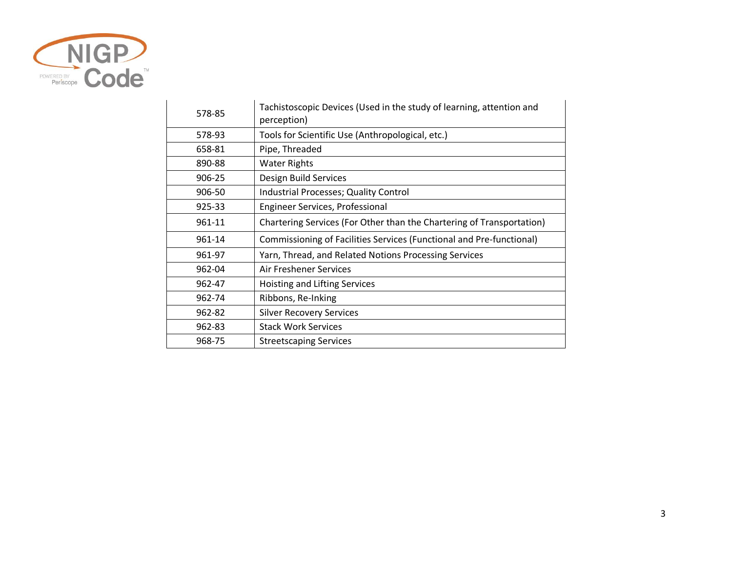| 578-85 | Tachistoscopic Devices (Used in the study of learning, attention and perception) |
|---|---|
| 578-93 | Tools for Scientific Use (Anthropological, etc.) |
| 658-81 | Pipe, Threaded |
| 890-88 | Water Rights |
| 906-25 | Design Build Services |
| 906-50 | Industrial Processes; Quality Control |
| 925-33 | Engineer Services, Professional |
| 961-11 | Chartering Services (For Other than the Chartering of Transportation) |
| 961-14 | Commissioning of Facilities Services (Functional and Pre-functional) |
| 961-97 | Yarn, Thread, and Related Notions Processing Services |
| 962-04 | Air Freshener Services |
| 962-47 | Hoisting and Lifting Services |
| 962-74 | Ribbons, Re-Inking |
| 962-82 | Silver Recovery Services |
| 962-83 | Stack Work Services |
| 968-75 | Streetscaping Services |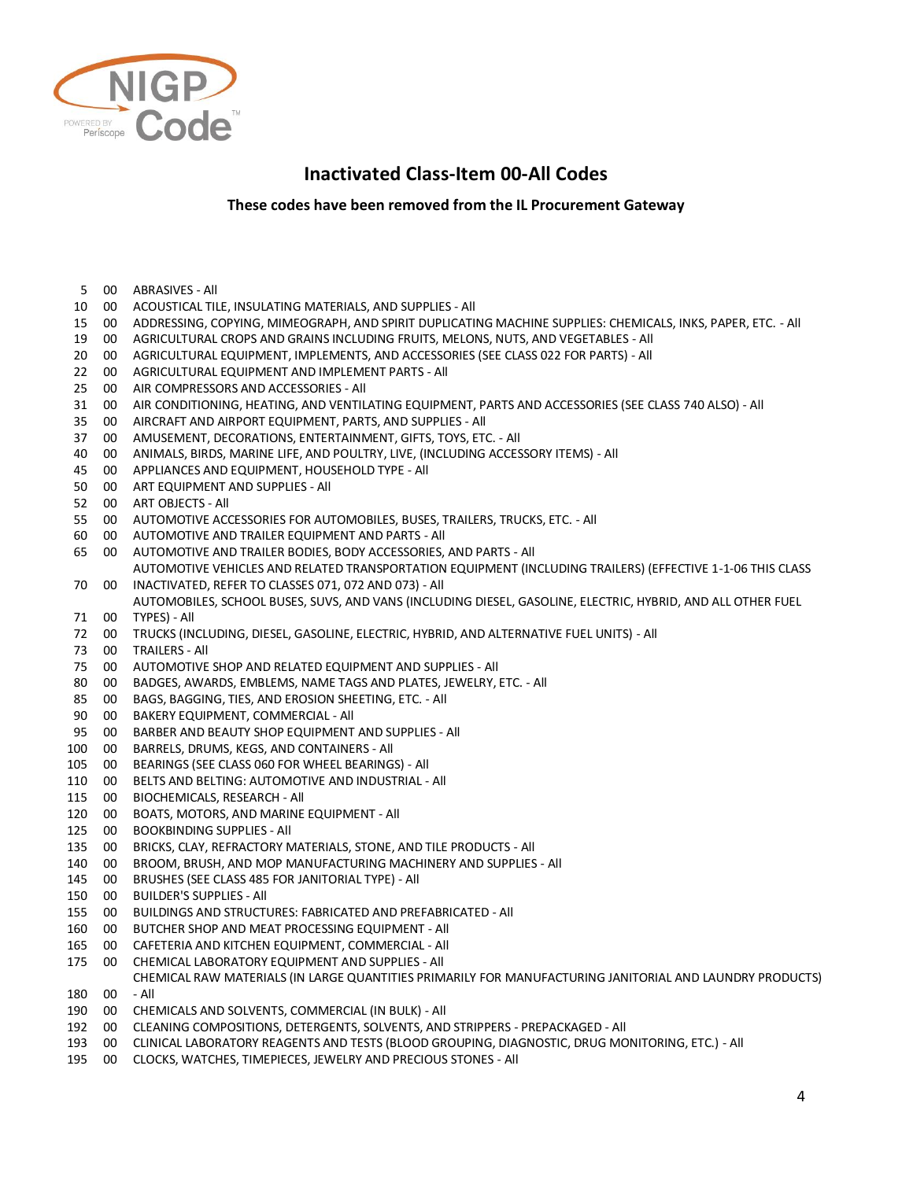## Inactivated Class-Item 00-All Codes

**These codes have been removed from the IL Procurement Gateway**

| Class | Item | Description |
|---|---|---|
| 5 | 00 | ABRASIVES - All |
| 10 | 00 | ACOUSTICAL TILE, INSULATING MATERIALS, AND SUPPLIES - All |
| 15 | 00 | ADDRESSING, COPYING, MIMEOGRAPH, AND SPIRIT DUPLICATING MACHINE SUPPLIES: CHEMICALS, INKS, PAPER, ETC. - All |
| 19 | 00 | AGRICULTURAL CROPS AND GRAINS INCLUDING FRUITS, MELONS, NUTS, AND VEGETABLES - All |
| 20 | 00 | AGRICULTURAL EQUIPMENT, IMPLEMENTS, AND ACCESSORIES (SEE CLASS 022 FOR PARTS) - All |
| 22 | 00 | AGRICULTURAL EQUIPMENT AND IMPLEMENT PARTS - All |
| 25 | 00 | AIR COMPRESSORS AND ACCESSORIES - All |
| 31 | 00 | AIR CONDITIONING, HEATING, AND VENTILATING EQUIPMENT, PARTS AND ACCESSORIES (SEE CLASS 740 ALSO) - All |
| 35 | 00 | AIRCRAFT AND AIRPORT EQUIPMENT, PARTS, AND SUPPLIES - All |
| 37 | 00 | AMUSEMENT, DECORATIONS, ENTERTAINMENT, GIFTS, TOYS, ETC. - All |
| 40 | 00 | ANIMALS, BIRDS, MARINE LIFE, AND POULTRY, LIVE, (INCLUDING ACCESSORY ITEMS) - All |
| 45 | 00 | APPLIANCES AND EQUIPMENT, HOUSEHOLD TYPE - All |
| 50 | 00 | ART EQUIPMENT AND SUPPLIES - All |
| 52 | 00 | ART OBJECTS - All |
| 55 | 00 | AUTOMOTIVE ACCESSORIES FOR AUTOMOBILES, BUSES, TRAILERS, TRUCKS, ETC. - All |
| 60 | 00 | AUTOMOTIVE AND TRAILER EQUIPMENT AND PARTS - All |
| 65 | 00 | AUTOMOTIVE AND TRAILER BODIES, BODY ACCESSORIES, AND PARTS - All |
| 70 | 00 | AUTOMOTIVE VEHICLES AND RELATED TRANSPORTATION EQUIPMENT (INCLUDING TRAILERS) (EFFECTIVE 1-1-06 THIS CLASS INACTIVATED, REFER TO CLASSES 071, 072 AND 073) - All |
| 71 | 00 | AUTOMOBILES, SCHOOL BUSES, SUVS, AND VANS (INCLUDING DIESEL, GASOLINE, ELECTRIC, HYBRID, AND ALL OTHER FUEL TYPES) - All |
| 72 | 00 | TRUCKS (INCLUDING, DIESEL, GASOLINE, ELECTRIC, HYBRID, AND ALTERNATIVE FUEL UNITS) - All |
| 73 | 00 | TRAILERS - All |
| 75 | 00 | AUTOMOTIVE SHOP AND RELATED EQUIPMENT AND SUPPLIES - All |
| 80 | 00 | BADGES, AWARDS, EMBLEMS, NAME TAGS AND PLATES, JEWELRY, ETC. - All |
| 85 | 00 | BAGS, BAGGING, TIES, AND EROSION SHEETING, ETC. - All |
| 90 | 00 | BAKERY EQUIPMENT, COMMERCIAL - All |
| 95 | 00 | BARBER AND BEAUTY SHOP EQUIPMENT AND SUPPLIES - All |
| 100 | 00 | BARRELS, DRUMS, KEGS, AND CONTAINERS - All |
| 105 | 00 | BEARINGS (SEE CLASS 060 FOR WHEEL BEARINGS) - All |
| 110 | 00 | BELTS AND BELTING: AUTOMOTIVE AND INDUSTRIAL - All |
| 115 | 00 | BIOCHEMICALS, RESEARCH - All |
| 120 | 00 | BOATS, MOTORS, AND MARINE EQUIPMENT - All |
| 125 | 00 | BOOKBINDING SUPPLIES - All |
| 135 | 00 | BRICKS, CLAY, REFRACTORY MATERIALS, STONE, AND TILE PRODUCTS - All |
| 140 | 00 | BROOM, BRUSH, AND MOP MANUFACTURING MACHINERY AND SUPPLIES - All |
| 145 | 00 | BRUSHES (SEE CLASS 485 FOR JANITORIAL TYPE) - All |
| 150 | 00 | BUILDER'S SUPPLIES - All |
| 155 | 00 | BUILDINGS AND STRUCTURES: FABRICATED AND PREFABRICATED - All |
| 160 | 00 | BUTCHER SHOP AND MEAT PROCESSING EQUIPMENT - All |
| 165 | 00 | CAFETERIA AND KITCHEN EQUIPMENT, COMMERCIAL - All |
| 175 | 00 | CHEMICAL LABORATORY EQUIPMENT AND SUPPLIES - All |
| 180 | 00 | CHEMICAL RAW MATERIALS (IN LARGE QUANTITIES PRIMARILY FOR MANUFACTURING JANITORIAL AND LAUNDRY PRODUCTS) - All |
| 190 | 00 | CHEMICALS AND SOLVENTS, COMMERCIAL (IN BULK) - All |
| 192 | 00 | CLEANING COMPOSITIONS, DETERGENTS, SOLVENTS, AND STRIPPERS - PREPACKAGED - All |
| 193 | 00 | CLINICAL LABORATORY REAGENTS AND TESTS (BLOOD GROUPING, DIAGNOSTIC, DRUG MONITORING, ETC.) - All |
| 195 | 00 | CLOCKS, WATCHES, TIMEPIECES, JEWELRY AND PRECIOUS STONES - All |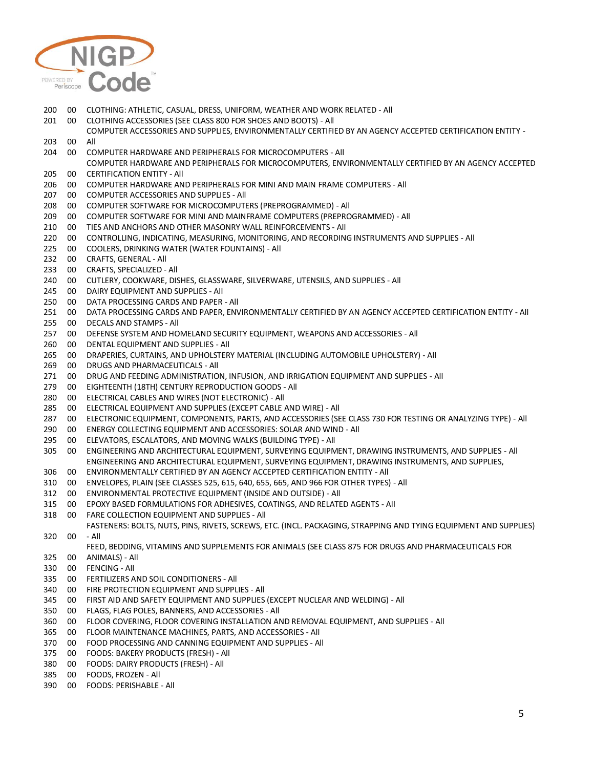| | | |
|---|---|---|
| 200 | 00 | CLOTHING: ATHLETIC, CASUAL, DRESS, UNIFORM, WEATHER AND WORK RELATED - All |
| 201 | 00 | CLOTHING ACCESSORIES (SEE CLASS 800 FOR SHOES AND BOOTS) - All |
| 203 | 00 | COMPUTER ACCESSORIES AND SUPPLIES, ENVIRONMENTALLY CERTIFIED BY AN AGENCY ACCEPTED CERTIFICATION ENTITY - All |
| 204 | 00 | COMPUTER HARDWARE AND PERIPHERALS FOR MICROCOMPUTERS - All |
| 205 | 00 | COMPUTER HARDWARE AND PERIPHERALS FOR MICROCOMPUTERS, ENVIRONMENTALLY CERTIFIED BY AN AGENCY ACCEPTED CERTIFICATION ENTITY - All |
| 206 | 00 | COMPUTER HARDWARE AND PERIPHERALS FOR MINI AND MAIN FRAME COMPUTERS - All |
| 207 | 00 | COMPUTER ACCESSORIES AND SUPPLIES - All |
| 208 | 00 | COMPUTER SOFTWARE FOR MICROCOMPUTERS (PREPROGRAMMED) - All |
| 209 | 00 | COMPUTER SOFTWARE FOR MINI AND MAINFRAME COMPUTERS (PREPROGRAMMED) - All |
| 210 | 00 | TIES AND ANCHORS AND OTHER MASONRY WALL REINFORCEMENTS - All |
| 220 | 00 | CONTROLLING, INDICATING, MEASURING, MONITORING, AND RECORDING INSTRUMENTS AND SUPPLIES - All |
| 225 | 00 | COOLERS, DRINKING WATER (WATER FOUNTAINS) - All |
| 232 | 00 | CRAFTS, GENERAL - All |
| 233 | 00 | CRAFTS, SPECIALIZED - All |
| 240 | 00 | CUTLERY, COOKWARE, DISHES, GLASSWARE, SILVERWARE, UTENSILS, AND SUPPLIES - All |
| 245 | 00 | DAIRY EQUIPMENT AND SUPPLIES - All |
| 250 | 00 | DATA PROCESSING CARDS AND PAPER - All |
| 251 | 00 | DATA PROCESSING CARDS AND PAPER, ENVIRONMENTALLY CERTIFIED BY AN AGENCY ACCEPTED CERTIFICATION ENTITY - All |
| 255 | 00 | DECALS AND STAMPS - All |
| 257 | 00 | DEFENSE SYSTEM AND HOMELAND SECURITY EQUIPMENT, WEAPONS AND ACCESSORIES - All |
| 260 | 00 | DENTAL EQUIPMENT AND SUPPLIES - All |
| 265 | 00 | DRAPERIES, CURTAINS, AND UPHOLSTERY MATERIAL (INCLUDING AUTOMOBILE UPHOLSTERY) - All |
| 269 | 00 | DRUGS AND PHARMACEUTICALS - All |
| 271 | 00 | DRUG AND FEEDING ADMINISTRATION, INFUSION, AND IRRIGATION EQUIPMENT AND SUPPLIES - All |
| 279 | 00 | EIGHTEENTH (18TH) CENTURY REPRODUCTION GOODS - All |
| 280 | 00 | ELECTRICAL CABLES AND WIRES (NOT ELECTRONIC) - All |
| 285 | 00 | ELECTRICAL EQUIPMENT AND SUPPLIES (EXCEPT CABLE AND WIRE) - All |
| 287 | 00 | ELECTRONIC EQUIPMENT, COMPONENTS, PARTS, AND ACCESSORIES (SEE CLASS 730 FOR TESTING OR ANALYZING TYPE) - All |
| 290 | 00 | ENERGY COLLECTING EQUIPMENT AND ACCESSORIES: SOLAR AND WIND - All |
| 295 | 00 | ELEVATORS, ESCALATORS, AND MOVING WALKS (BUILDING TYPE) - All |
| 305 | 00 | ENGINEERING AND ARCHITECTURAL EQUIPMENT, SURVEYING EQUIPMENT, DRAWING INSTRUMENTS, AND SUPPLIES - All |
| 306 | 00 | ENGINEERING AND ARCHITECTURAL EQUIPMENT, SURVEYING EQUIPMENT, DRAWING INSTRUMENTS, AND SUPPLIES, ENVIRONMENTALLY CERTIFIED BY AN AGENCY ACCEPTED CERTIFICATION ENTITY - All |
| 310 | 00 | ENVELOPES, PLAIN (SEE CLASSES 525, 615, 640, 655, 665, AND 966 FOR OTHER TYPES) - All |
| 312 | 00 | ENVIRONMENTAL PROTECTIVE EQUIPMENT (INSIDE AND OUTSIDE) - All |
| 315 | 00 | EPOXY BASED FORMULATIONS FOR ADHESIVES, COATINGS, AND RELATED AGENTS - All |
| 318 | 00 | FARE COLLECTION EQUIPMENT AND SUPPLIES - All |
| 320 | 00 | FASTENERS: BOLTS, NUTS, PINS, RIVETS, SCREWS, ETC. (INCL. PACKAGING, STRAPPING AND TYING EQUIPMENT AND SUPPLIES) - All |
| 325 | 00 | FEED, BEDDING, VITAMINS AND SUPPLEMENTS FOR ANIMALS (SEE CLASS 875 FOR DRUGS AND PHARMACEUTICALS FOR ANIMALS) - All |
| 330 | 00 | FENCING - All |
| 335 | 00 | FERTILIZERS AND SOIL CONDITIONERS - All |
| 340 | 00 | FIRE PROTECTION EQUIPMENT AND SUPPLIES - All |
| 345 | 00 | FIRST AID AND SAFETY EQUIPMENT AND SUPPLIES (EXCEPT NUCLEAR AND WELDING) - All |
| 350 | 00 | FLAGS, FLAG POLES, BANNERS, AND ACCESSORIES - All |
| 360 | 00 | FLOOR COVERING, FLOOR COVERING INSTALLATION AND REMOVAL EQUIPMENT, AND SUPPLIES - All |
| 365 | 00 | FLOOR MAINTENANCE MACHINES, PARTS, AND ACCESSORIES - All |
| 370 | 00 | FOOD PROCESSING AND CANNING EQUIPMENT AND SUPPLIES - All |
| 375 | 00 | FOODS: BAKERY PRODUCTS (FRESH) - All |
| 380 | 00 | FOODS: DAIRY PRODUCTS (FRESH) - All |
| 385 | 00 | FOODS, FROZEN - All |
| 390 | 00 | FOODS: PERISHABLE - All |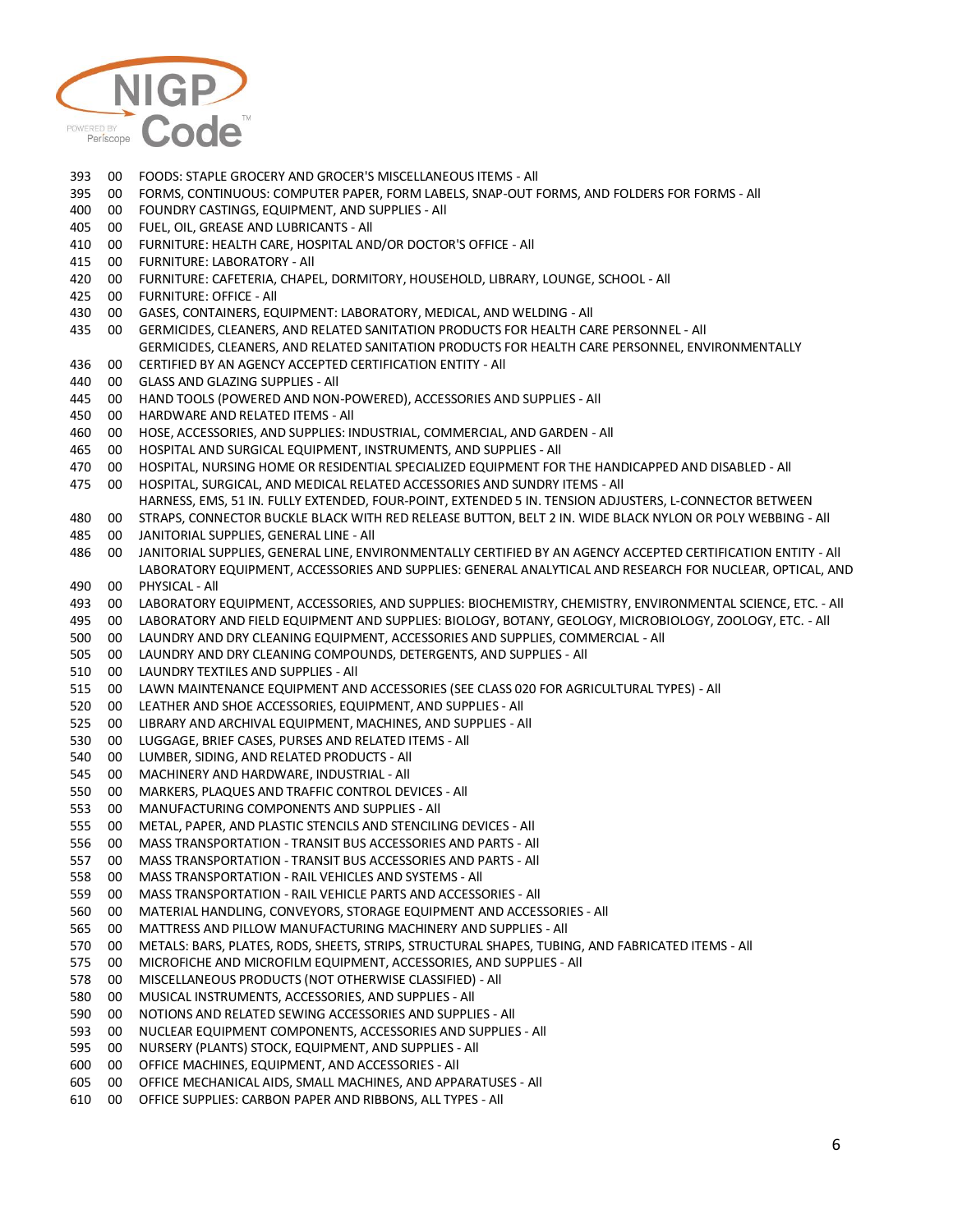| | | |
|---|---|---|
| 393 | 00 | FOODS: STAPLE GROCERY AND GROCER'S MISCELLANEOUS ITEMS - All |
| 395 | 00 | FORMS, CONTINUOUS: COMPUTER PAPER, FORM LABELS, SNAP-OUT FORMS, AND FOLDERS FOR FORMS - All |
| 400 | 00 | FOUNDRY CASTINGS, EQUIPMENT, AND SUPPLIES - All |
| 405 | 00 | FUEL, OIL, GREASE AND LUBRICANTS - All |
| 410 | 00 | FURNITURE: HEALTH CARE, HOSPITAL AND/OR DOCTOR'S OFFICE - All |
| 415 | 00 | FURNITURE: LABORATORY - All |
| 420 | 00 | FURNITURE: CAFETERIA, CHAPEL, DORMITORY, HOUSEHOLD, LIBRARY, LOUNGE, SCHOOL - All |
| 425 | 00 | FURNITURE: OFFICE - All |
| 430 | 00 | GASES, CONTAINERS, EQUIPMENT: LABORATORY, MEDICAL, AND WELDING - All |
| 435 | 00 | GERMICIDES, CLEANERS, AND RELATED SANITATION PRODUCTS FOR HEALTH CARE PERSONNEL - All |
| 436 | 00 | GERMICIDES, CLEANERS, AND RELATED SANITATION PRODUCTS FOR HEALTH CARE PERSONNEL, ENVIRONMENTALLY CERTIFIED BY AN AGENCY ACCEPTED CERTIFICATION ENTITY - All |
| 440 | 00 | GLASS AND GLAZING SUPPLIES - All |
| 445 | 00 | HAND TOOLS (POWERED AND NON-POWERED), ACCESSORIES AND SUPPLIES - All |
| 450 | 00 | HARDWARE AND RELATED ITEMS - All |
| 460 | 00 | HOSE, ACCESSORIES, AND SUPPLIES: INDUSTRIAL, COMMERCIAL, AND GARDEN - All |
| 465 | 00 | HOSPITAL AND SURGICAL EQUIPMENT, INSTRUMENTS, AND SUPPLIES - All |
| 470 | 00 | HOSPITAL, NURSING HOME OR RESIDENTIAL SPECIALIZED EQUIPMENT FOR THE HANDICAPPED AND DISABLED - All |
| 475 | 00 | HOSPITAL, SURGICAL, AND MEDICAL RELATED ACCESSORIES AND SUNDRY ITEMS - All |
| 480 | 00 | HARNESS, EMS, 51 IN. FULLY EXTENDED, FOUR-POINT, EXTENDED 5 IN. TENSION ADJUSTERS, L-CONNECTOR BETWEEN STRAPS, CONNECTOR BUCKLE BLACK WITH RED RELEASE BUTTON, BELT 2 IN. WIDE BLACK NYLON OR POLY WEBBING - All |
| 485 | 00 | JANITORIAL SUPPLIES, GENERAL LINE - All |
| 486 | 00 | JANITORIAL SUPPLIES, GENERAL LINE, ENVIRONMENTALLY CERTIFIED BY AN AGENCY ACCEPTED CERTIFICATION ENTITY - All |
| 490 | 00 | LABORATORY EQUIPMENT, ACCESSORIES AND SUPPLIES: GENERAL ANALYTICAL AND RESEARCH FOR NUCLEAR, OPTICAL, AND PHYSICAL - All |
| 493 | 00 | LABORATORY EQUIPMENT, ACCESSORIES, AND SUPPLIES: BIOCHEMISTRY, CHEMISTRY, ENVIRONMENTAL SCIENCE, ETC. - All |
| 495 | 00 | LABORATORY AND FIELD EQUIPMENT AND SUPPLIES: BIOLOGY, BOTANY, GEOLOGY, MICROBIOLOGY, ZOOLOGY, ETC. - All |
| 500 | 00 | LAUNDRY AND DRY CLEANING EQUIPMENT, ACCESSORIES AND SUPPLIES, COMMERCIAL - All |
| 505 | 00 | LAUNDRY AND DRY CLEANING COMPOUNDS, DETERGENTS, AND SUPPLIES - All |
| 510 | 00 | LAUNDRY TEXTILES AND SUPPLIES - All |
| 515 | 00 | LAWN MAINTENANCE EQUIPMENT AND ACCESSORIES (SEE CLASS 020 FOR AGRICULTURAL TYPES) - All |
| 520 | 00 | LEATHER AND SHOE ACCESSORIES, EQUIPMENT, AND SUPPLIES - All |
| 525 | 00 | LIBRARY AND ARCHIVAL EQUIPMENT, MACHINES, AND SUPPLIES - All |
| 530 | 00 | LUGGAGE, BRIEF CASES, PURSES AND RELATED ITEMS - All |
| 540 | 00 | LUMBER, SIDING, AND RELATED PRODUCTS - All |
| 545 | 00 | MACHINERY AND HARDWARE, INDUSTRIAL - All |
| 550 | 00 | MARKERS, PLAQUES AND TRAFFIC CONTROL DEVICES - All |
| 553 | 00 | MANUFACTURING COMPONENTS AND SUPPLIES - All |
| 555 | 00 | METAL, PAPER, AND PLASTIC STENCILS AND STENCILING DEVICES - All |
| 556 | 00 | MASS TRANSPORTATION - TRANSIT BUS ACCESSORIES AND PARTS - All |
| 557 | 00 | MASS TRANSPORTATION - TRANSIT BUS ACCESSORIES AND PARTS - All |
| 558 | 00 | MASS TRANSPORTATION - RAIL VEHICLES AND SYSTEMS - All |
| 559 | 00 | MASS TRANSPORTATION - RAIL VEHICLE PARTS AND ACCESSORIES - All |
| 560 | 00 | MATERIAL HANDLING, CONVEYORS, STORAGE EQUIPMENT AND ACCESSORIES - All |
| 565 | 00 | MATTRESS AND PILLOW MANUFACTURING MACHINERY AND SUPPLIES - All |
| 570 | 00 | METALS: BARS, PLATES, RODS, SHEETS, STRIPS, STRUCTURAL SHAPES, TUBING, AND FABRICATED ITEMS - All |
| 575 | 00 | MICROFICHE AND MICROFILM EQUIPMENT, ACCESSORIES, AND SUPPLIES - All |
| 578 | 00 | MISCELLANEOUS PRODUCTS (NOT OTHERWISE CLASSIFIED) - All |
| 580 | 00 | MUSICAL INSTRUMENTS, ACCESSORIES, AND SUPPLIES - All |
| 590 | 00 | NOTIONS AND RELATED SEWING ACCESSORIES AND SUPPLIES - All |
| 593 | 00 | NUCLEAR EQUIPMENT COMPONENTS, ACCESSORIES AND SUPPLIES - All |
| 595 | 00 | NURSERY (PLANTS) STOCK, EQUIPMENT, AND SUPPLIES - All |
| 600 | 00 | OFFICE MACHINES, EQUIPMENT, AND ACCESSORIES - All |
| 605 | 00 | OFFICE MECHANICAL AIDS, SMALL MACHINES, AND APPARATUSES - All |
| 610 | 00 | OFFICE SUPPLIES: CARBON PAPER AND RIBBONS, ALL TYPES - All |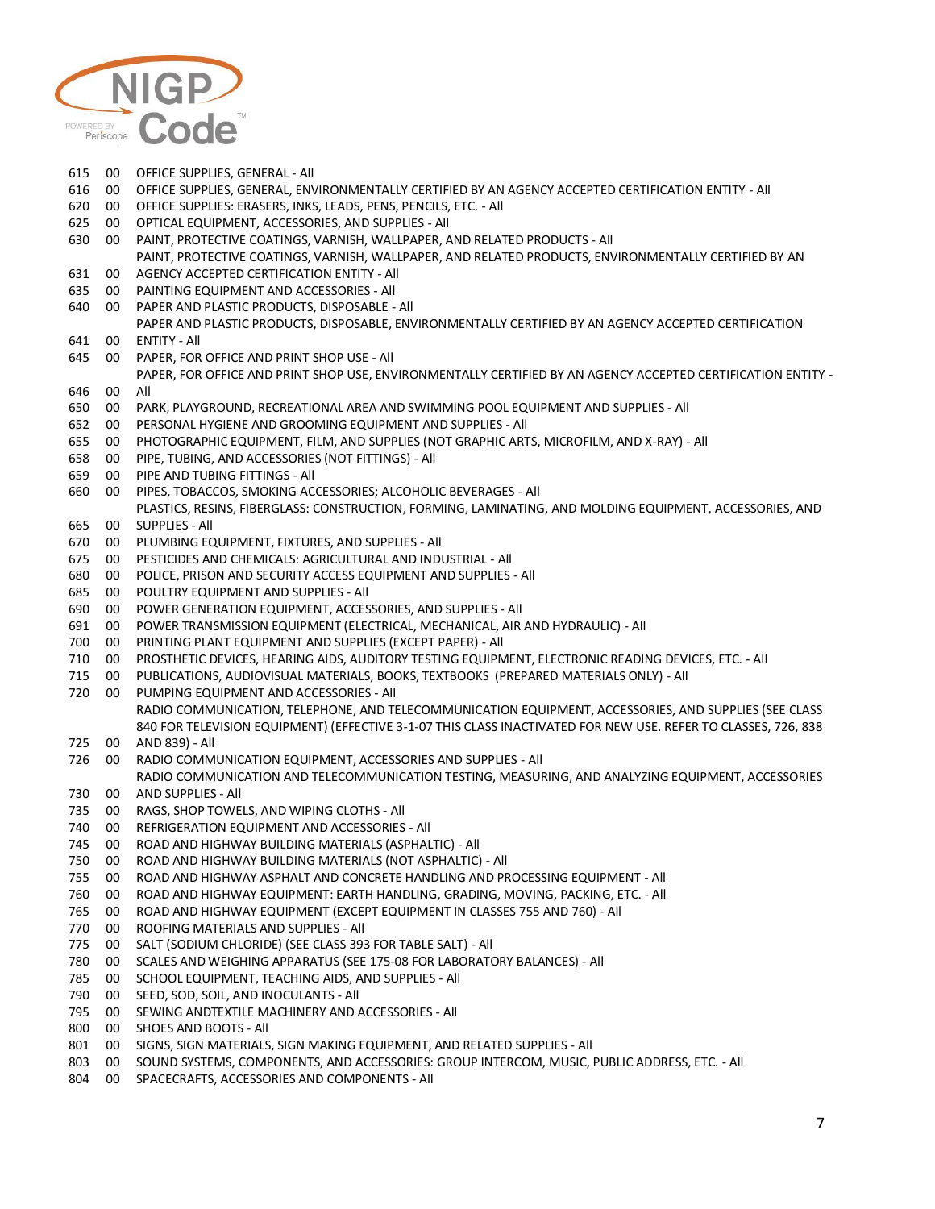| | | |
|---|---|---|
| 615 | 00 | OFFICE SUPPLIES, GENERAL - All |
| 616 | 00 | OFFICE SUPPLIES, GENERAL, ENVIRONMENTALLY CERTIFIED BY AN AGENCY ACCEPTED CERTIFICATION ENTITY - All |
| 620 | 00 | OFFICE SUPPLIES: ERASERS, INKS, LEADS, PENS, PENCILS, ETC. - All |
| 625 | 00 | OPTICAL EQUIPMENT, ACCESSORIES, AND SUPPLIES - All |
| 630 | 00 | PAINT, PROTECTIVE COATINGS, VARNISH, WALLPAPER, AND RELATED PRODUCTS - All |
| 631 | 00 | PAINT, PROTECTIVE COATINGS, VARNISH, WALLPAPER, AND RELATED PRODUCTS, ENVIRONMENTALLY CERTIFIED BY AN AGENCY ACCEPTED CERTIFICATION ENTITY - All |
| 635 | 00 | PAINTING EQUIPMENT AND ACCESSORIES - All |
| 640 | 00 | PAPER AND PLASTIC PRODUCTS, DISPOSABLE - All |
| 641 | 00 | PAPER AND PLASTIC PRODUCTS, DISPOSABLE, ENVIRONMENTALLY CERTIFIED BY AN AGENCY ACCEPTED CERTIFICATION ENTITY - All |
| 645 | 00 | PAPER, FOR OFFICE AND PRINT SHOP USE - All |
| 646 | 00 | PAPER, FOR OFFICE AND PRINT SHOP USE, ENVIRONMENTALLY CERTIFIED BY AN AGENCY ACCEPTED CERTIFICATION ENTITY - All |
| 650 | 00 | PARK, PLAYGROUND, RECREATIONAL AREA AND SWIMMING POOL EQUIPMENT AND SUPPLIES - All |
| 652 | 00 | PERSONAL HYGIENE AND GROOMING EQUIPMENT AND SUPPLIES - All |
| 655 | 00 | PHOTOGRAPHIC EQUIPMENT, FILM, AND SUPPLIES (NOT GRAPHIC ARTS, MICROFILM, AND X-RAY) - All |
| 658 | 00 | PIPE, TUBING, AND ACCESSORIES (NOT FITTINGS) - All |
| 659 | 00 | PIPE AND TUBING FITTINGS - All |
| 660 | 00 | PIPES, TOBACCOS, SMOKING ACCESSORIES; ALCOHOLIC BEVERAGES - All |
| 665 | 00 | PLASTICS, RESINS, FIBERGLASS: CONSTRUCTION, FORMING, LAMINATING, AND MOLDING EQUIPMENT, ACCESSORIES, AND SUPPLIES - All |
| 670 | 00 | PLUMBING EQUIPMENT, FIXTURES, AND SUPPLIES - All |
| 675 | 00 | PESTICIDES AND CHEMICALS: AGRICULTURAL AND INDUSTRIAL - All |
| 680 | 00 | POLICE, PRISON AND SECURITY ACCESS EQUIPMENT AND SUPPLIES - All |
| 685 | 00 | POULTRY EQUIPMENT AND SUPPLIES - All |
| 690 | 00 | POWER GENERATION EQUIPMENT, ACCESSORIES, AND SUPPLIES - All |
| 691 | 00 | POWER TRANSMISSION EQUIPMENT (ELECTRICAL, MECHANICAL, AIR AND HYDRAULIC) - All |
| 700 | 00 | PRINTING PLANT EQUIPMENT AND SUPPLIES (EXCEPT PAPER) - All |
| 710 | 00 | PROSTHETIC DEVICES, HEARING AIDS, AUDITORY TESTING EQUIPMENT, ELECTRONIC READING DEVICES, ETC. - All |
| 715 | 00 | PUBLICATIONS, AUDIOVISUAL MATERIALS, BOOKS, TEXTBOOKS (PREPARED MATERIALS ONLY) - All |
| 720 | 00 | PUMPING EQUIPMENT AND ACCESSORIES - All |
| 725 | 00 | RADIO COMMUNICATION, TELEPHONE, AND TELECOMMUNICATION EQUIPMENT, ACCESSORIES, AND SUPPLIES (SEE CLASS 840 FOR TELEVISION EQUIPMENT) (EFFECTIVE 3-1-07 THIS CLASS INACTIVATED FOR NEW USE. REFER TO CLASSES, 726, 838 AND 839) - All |
| 726 | 00 | RADIO COMMUNICATION EQUIPMENT, ACCESSORIES AND SUPPLIES - All |
| 730 | 00 | RADIO COMMUNICATION AND TELECOMMUNICATION TESTING, MEASURING, AND ANALYZING EQUIPMENT, ACCESSORIES AND SUPPLIES - All |
| 735 | 00 | RAGS, SHOP TOWELS, AND WIPING CLOTHS - All |
| 740 | 00 | REFRIGERATION EQUIPMENT AND ACCESSORIES - All |
| 745 | 00 | ROAD AND HIGHWAY BUILDING MATERIALS (ASPHALTIC) - All |
| 750 | 00 | ROAD AND HIGHWAY BUILDING MATERIALS (NOT ASPHALTIC) - All |
| 755 | 00 | ROAD AND HIGHWAY ASPHALT AND CONCRETE HANDLING AND PROCESSING EQUIPMENT - All |
| 760 | 00 | ROAD AND HIGHWAY EQUIPMENT: EARTH HANDLING, GRADING, MOVING, PACKING, ETC. - All |
| 765 | 00 | ROAD AND HIGHWAY EQUIPMENT (EXCEPT EQUIPMENT IN CLASSES 755 AND 760) - All |
| 770 | 00 | ROOFING MATERIALS AND SUPPLIES - All |
| 775 | 00 | SALT (SODIUM CHLORIDE) (SEE CLASS 393 FOR TABLE SALT) - All |
| 780 | 00 | SCALES AND WEIGHING APPARATUS (SEE 175-08 FOR LABORATORY BALANCES) - All |
| 785 | 00 | SCHOOL EQUIPMENT, TEACHING AIDS, AND SUPPLIES - All |
| 790 | 00 | SEED, SOD, SOIL, AND INOCULANTS - All |
| 795 | 00 | SEWING ANDTEXTILE MACHINERY AND ACCESSORIES - All |
| 800 | 00 | SHOES AND BOOTS - All |
| 801 | 00 | SIGNS, SIGN MATERIALS, SIGN MAKING EQUIPMENT, AND RELATED SUPPLIES - All |
| 803 | 00 | SOUND SYSTEMS, COMPONENTS, AND ACCESSORIES: GROUP INTERCOM, MUSIC, PUBLIC ADDRESS, ETC. - All |
| 804 | 00 | SPACECRAFTS, ACCESSORIES AND COMPONENTS - All |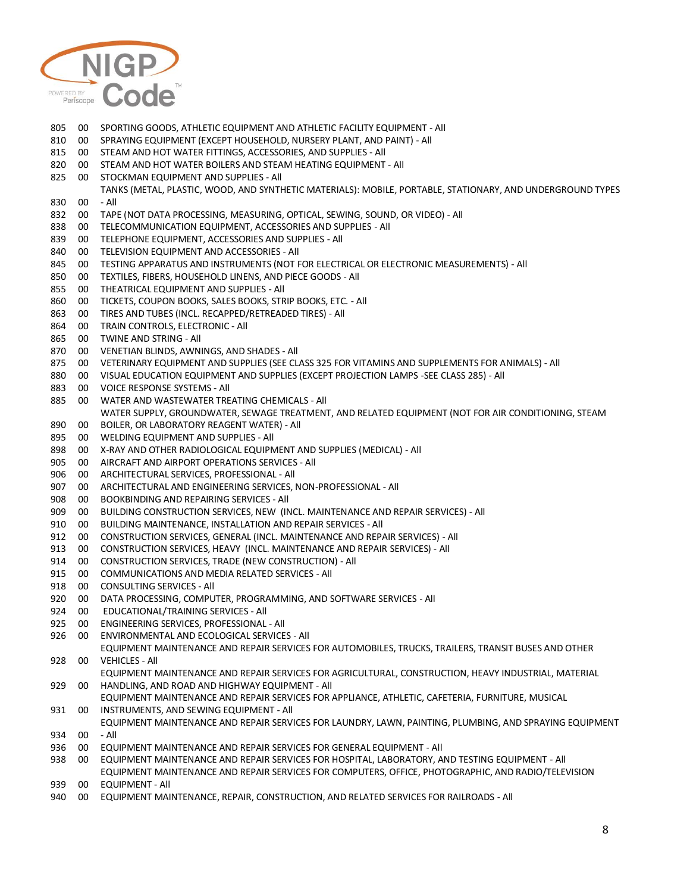| | | |
|---|---|---|
| 805 | 00 | SPORTING GOODS, ATHLETIC EQUIPMENT AND ATHLETIC FACILITY EQUIPMENT - All |
| 810 | 00 | SPRAYING EQUIPMENT (EXCEPT HOUSEHOLD, NURSERY PLANT, AND PAINT) - All |
| 815 | 00 | STEAM AND HOT WATER FITTINGS, ACCESSORIES, AND SUPPLIES - All |
| 820 | 00 | STEAM AND HOT WATER BOILERS AND STEAM HEATING EQUIPMENT - All |
| 825 | 00 | STOCKMAN EQUIPMENT AND SUPPLIES - All |
| 830 | 00 | TANKS (METAL, PLASTIC, WOOD, AND SYNTHETIC MATERIALS): MOBILE, PORTABLE, STATIONARY, AND UNDERGROUND TYPES - All |
| 832 | 00 | TAPE (NOT DATA PROCESSING, MEASURING, OPTICAL, SEWING, SOUND, OR VIDEO) - All |
| 838 | 00 | TELECOMMUNICATION EQUIPMENT, ACCESSORIES AND SUPPLIES - All |
| 839 | 00 | TELEPHONE EQUIPMENT, ACCESSORIES AND SUPPLIES - All |
| 840 | 00 | TELEVISION EQUIPMENT AND ACCESSORIES - All |
| 845 | 00 | TESTING APPARATUS AND INSTRUMENTS (NOT FOR ELECTRICAL OR ELECTRONIC MEASUREMENTS) - All |
| 850 | 00 | TEXTILES, FIBERS, HOUSEHOLD LINENS, AND PIECE GOODS - All |
| 855 | 00 | THEATRICAL EQUIPMENT AND SUPPLIES - All |
| 860 | 00 | TICKETS, COUPON BOOKS, SALES BOOKS, STRIP BOOKS, ETC. - All |
| 863 | 00 | TIRES AND TUBES (INCL. RECAPPED/RETREADED TIRES) - All |
| 864 | 00 | TRAIN CONTROLS, ELECTRONIC - All |
| 865 | 00 | TWINE AND STRING - All |
| 870 | 00 | VENETIAN BLINDS, AWNINGS, AND SHADES - All |
| 875 | 00 | VETERINARY EQUIPMENT AND SUPPLIES (SEE CLASS 325 FOR VITAMINS AND SUPPLEMENTS FOR ANIMALS) - All |
| 880 | 00 | VISUAL EDUCATION EQUIPMENT AND SUPPLIES (EXCEPT PROJECTION LAMPS -SEE CLASS 285) - All |
| 883 | 00 | VOICE RESPONSE SYSTEMS - All |
| 885 | 00 | WATER AND WASTEWATER TREATING CHEMICALS - All |
| 890 | 00 | WATER SUPPLY, GROUNDWATER, SEWAGE TREATMENT, AND RELATED EQUIPMENT (NOT FOR AIR CONDITIONING, STEAM BOILER, OR LABORATORY REAGENT WATER) - All |
| 895 | 00 | WELDING EQUIPMENT AND SUPPLIES - All |
| 898 | 00 | X-RAY AND OTHER RADIOLOGICAL EQUIPMENT AND SUPPLIES (MEDICAL) - All |
| 905 | 00 | AIRCRAFT AND AIRPORT OPERATIONS SERVICES - All |
| 906 | 00 | ARCHITECTURAL SERVICES, PROFESSIONAL - All |
| 907 | 00 | ARCHITECTURAL AND ENGINEERING SERVICES, NON-PROFESSIONAL - All |
| 908 | 00 | BOOKBINDING AND REPAIRING SERVICES - All |
| 909 | 00 | BUILDING CONSTRUCTION SERVICES, NEW (INCL. MAINTENANCE AND REPAIR SERVICES) - All |
| 910 | 00 | BUILDING MAINTENANCE, INSTALLATION AND REPAIR SERVICES - All |
| 912 | 00 | CONSTRUCTION SERVICES, GENERAL (INCL. MAINTENANCE AND REPAIR SERVICES) - All |
| 913 | 00 | CONSTRUCTION SERVICES, HEAVY (INCL. MAINTENANCE AND REPAIR SERVICES) - All |
| 914 | 00 | CONSTRUCTION SERVICES, TRADE (NEW CONSTRUCTION) - All |
| 915 | 00 | COMMUNICATIONS AND MEDIA RELATED SERVICES - All |
| 918 | 00 | CONSULTING SERVICES - All |
| 920 | 00 | DATA PROCESSING, COMPUTER, PROGRAMMING, AND SOFTWARE SERVICES - All |
| 924 | 00 | EDUCATIONAL/TRAINING SERVICES - All |
| 925 | 00 | ENGINEERING SERVICES, PROFESSIONAL - All |
| 926 | 00 | ENVIRONMENTAL AND ECOLOGICAL SERVICES - All |
| 928 | 00 | EQUIPMENT MAINTENANCE AND REPAIR SERVICES FOR AUTOMOBILES, TRUCKS, TRAILERS, TRANSIT BUSES AND OTHER VEHICLES - All |
| 929 | 00 | EQUIPMENT MAINTENANCE AND REPAIR SERVICES FOR AGRICULTURAL, CONSTRUCTION, HEAVY INDUSTRIAL, MATERIAL HANDLING, AND ROAD AND HIGHWAY EQUIPMENT - All |
| 931 | 00 | EQUIPMENT MAINTENANCE AND REPAIR SERVICES FOR APPLIANCE, ATHLETIC, CAFETERIA, FURNITURE, MUSICAL INSTRUMENTS, AND SEWING EQUIPMENT - All |
| 934 | 00 | EQUIPMENT MAINTENANCE AND REPAIR SERVICES FOR LAUNDRY, LAWN, PAINTING, PLUMBING, AND SPRAYING EQUIPMENT - All |
| 936 | 00 | EQUIPMENT MAINTENANCE AND REPAIR SERVICES FOR GENERAL EQUIPMENT - All |
| 938 | 00 | EQUIPMENT MAINTENANCE AND REPAIR SERVICES FOR HOSPITAL, LABORATORY, AND TESTING EQUIPMENT - All |
| 939 | 00 | EQUIPMENT MAINTENANCE AND REPAIR SERVICES FOR COMPUTERS, OFFICE, PHOTOGRAPHIC, AND RADIO/TELEVISION EQUIPMENT - All |
| 940 | 00 | EQUIPMENT MAINTENANCE, REPAIR, CONSTRUCTION, AND RELATED SERVICES FOR RAILROADS - All |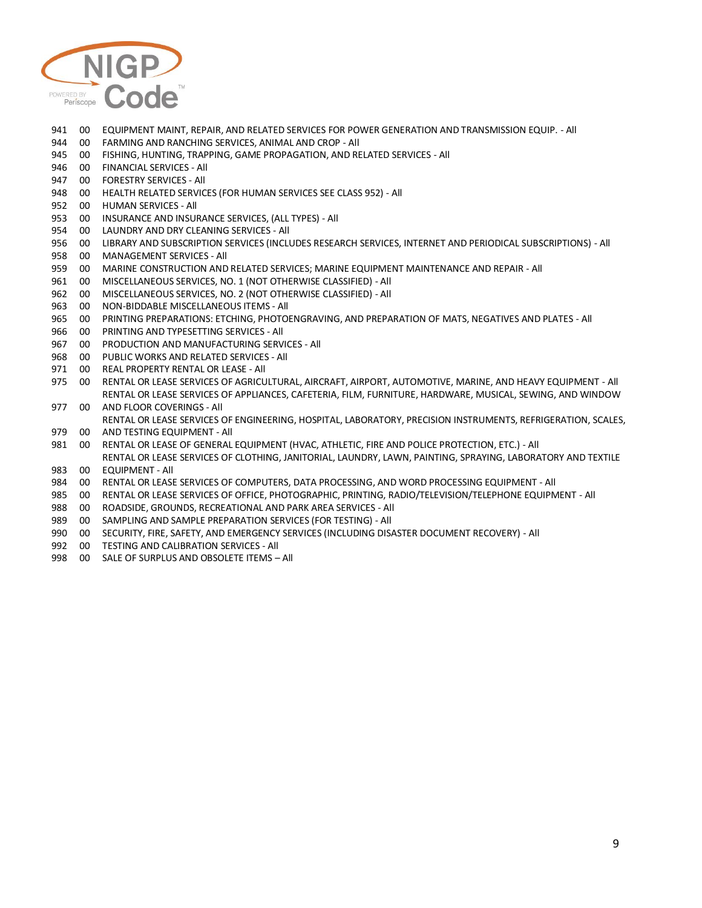| | | |
|---|---|---|
| 941 | 00 | EQUIPMENT MAINT, REPAIR, AND RELATED SERVICES FOR POWER GENERATION AND TRANSMISSION EQUIP. - All |
| 944 | 00 | FARMING AND RANCHING SERVICES, ANIMAL AND CROP - All |
| 945 | 00 | FISHING, HUNTING, TRAPPING, GAME PROPAGATION, AND RELATED SERVICES - All |
| 946 | 00 | FINANCIAL SERVICES - All |
| 947 | 00 | FORESTRY SERVICES - All |
| 948 | 00 | HEALTH RELATED SERVICES (FOR HUMAN SERVICES SEE CLASS 952) - All |
| 952 | 00 | HUMAN SERVICES - All |
| 953 | 00 | INSURANCE AND INSURANCE SERVICES, (ALL TYPES) - All |
| 954 | 00 | LAUNDRY AND DRY CLEANING SERVICES - All |
| 956 | 00 | LIBRARY AND SUBSCRIPTION SERVICES (INCLUDES RESEARCH SERVICES, INTERNET AND PERIODICAL SUBSCRIPTIONS) - All |
| 958 | 00 | MANAGEMENT SERVICES - All |
| 959 | 00 | MARINE CONSTRUCTION AND RELATED SERVICES; MARINE EQUIPMENT MAINTENANCE AND REPAIR - All |
| 961 | 00 | MISCELLANEOUS SERVICES, NO. 1 (NOT OTHERWISE CLASSIFIED) - All |
| 962 | 00 | MISCELLANEOUS SERVICES, NO. 2 (NOT OTHERWISE CLASSIFIED) - All |
| 963 | 00 | NON-BIDDABLE MISCELLANEOUS ITEMS - All |
| 965 | 00 | PRINTING PREPARATIONS: ETCHING, PHOTOENGRAVING, AND PREPARATION OF MATS, NEGATIVES AND PLATES - All |
| 966 | 00 | PRINTING AND TYPESETTING SERVICES - All |
| 967 | 00 | PRODUCTION AND MANUFACTURING SERVICES - All |
| 968 | 00 | PUBLIC WORKS AND RELATED SERVICES - All |
| 971 | 00 | REAL PROPERTY RENTAL OR LEASE - All |
| 975 | 00 | RENTAL OR LEASE SERVICES OF AGRICULTURAL, AIRCRAFT, AIRPORT, AUTOMOTIVE, MARINE, AND HEAVY EQUIPMENT - All |
| 977 | 00 | RENTAL OR LEASE SERVICES OF APPLIANCES, CAFETERIA, FILM, FURNITURE, HARDWARE, MUSICAL, SEWING, AND WINDOW AND FLOOR COVERINGS - All |
| 979 | 00 | RENTAL OR LEASE SERVICES OF ENGINEERING, HOSPITAL, LABORATORY, PRECISION INSTRUMENTS, REFRIGERATION, SCALES, AND TESTING EQUIPMENT - All |
| 981 | 00 | RENTAL OR LEASE OF GENERAL EQUIPMENT (HVAC, ATHLETIC, FIRE AND POLICE PROTECTION, ETC.) - All |
| 983 | 00 | RENTAL OR LEASE SERVICES OF CLOTHING, JANITORIAL, LAUNDRY, LAWN, PAINTING, SPRAYING, LABORATORY AND TEXTILE EQUIPMENT - All |
| 984 | 00 | RENTAL OR LEASE SERVICES OF COMPUTERS, DATA PROCESSING, AND WORD PROCESSING EQUIPMENT - All |
| 985 | 00 | RENTAL OR LEASE SERVICES OF OFFICE, PHOTOGRAPHIC, PRINTING, RADIO/TELEVISION/TELEPHONE EQUIPMENT - All |
| 988 | 00 | ROADSIDE, GROUNDS, RECREATIONAL AND PARK AREA SERVICES - All |
| 989 | 00 | SAMPLING AND SAMPLE PREPARATION SERVICES (FOR TESTING) - All |
| 990 | 00 | SECURITY, FIRE, SAFETY, AND EMERGENCY SERVICES (INCLUDING DISASTER DOCUMENT RECOVERY) - All |
| 992 | 00 | TESTING AND CALIBRATION SERVICES - All |
| 998 | 00 | SALE OF SURPLUS AND OBSOLETE ITEMS – All |